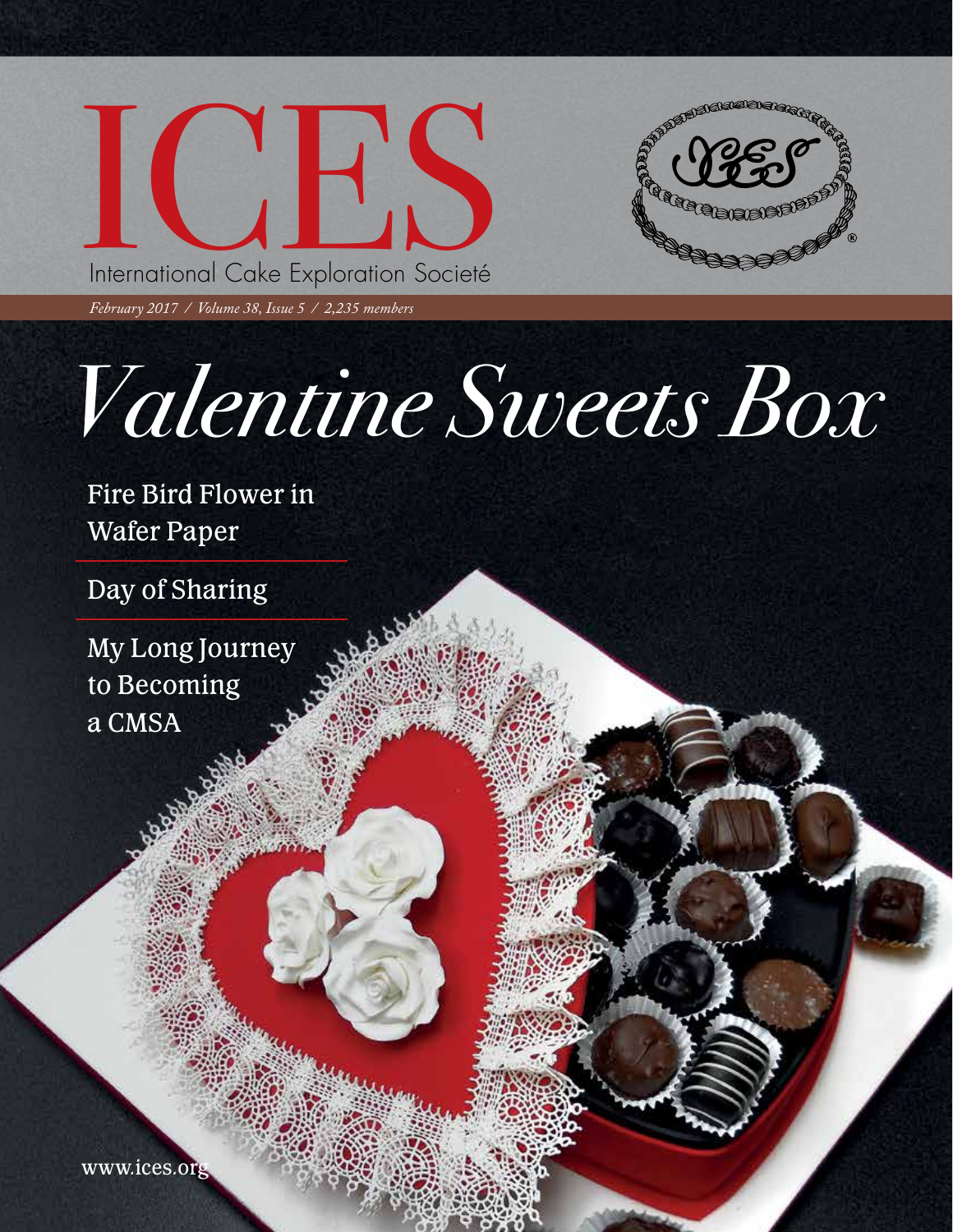# ICES

International Cake Exploration Societé

*February 2017 / Volume 38, Issue 5 / 2,235 members*

# *Valentine Sweets Box*

Fire Bird Flower in Wafer Paper

Day of Sharing

My Long Journey to Becoming a CMSA

www.ices.org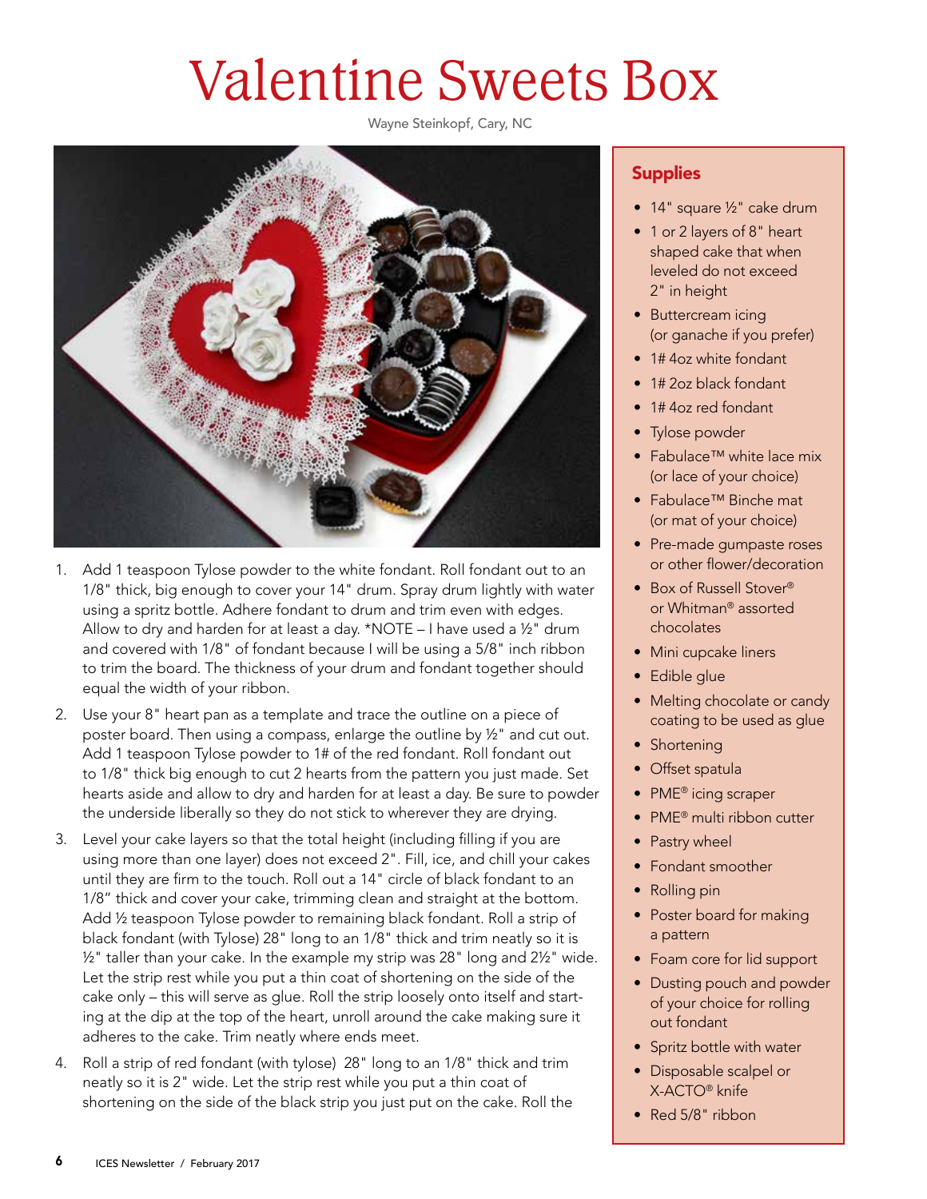# Valentine Sweets Box

Wayne Steinkopf, Cary, NC

1. Add 1 teaspoon Tylose powder to the white fondant. Roll fondant out to an 1/8" thick, big enough to cover your 14" drum. Spray drum lightly with water using a spritz bottle. Adhere fondant to drum and trim even with edges. Allow to dry and harden for at least a day. *NOTE – I have used a ½" drum and covered with 1/8" of fondant because I will be using a 5/8" inch ribbon to trim the board. The thickness of your drum and fondant together should equal the width of your ribbon.
2. Use your 8" heart pan as a template and trace the outline on a piece of poster board. Then using a compass, enlarge the outline by ½" and cut out. Add 1 teaspoon Tylose powder to 1# of the red fondant. Roll fondant out to 1/8" thick big enough to cut 2 hearts from the pattern you just made. Set hearts aside and allow to dry and harden for at least a day. Be sure to powder the underside liberally so they do not stick to wherever they are drying.
3. Level your cake layers so that the total height (including filling if you are using more than one layer) does not exceed 2". Fill, ice, and chill your cakes until they are firm to the touch. Roll out a 14" circle of black fondant to an 1/8" thick and cover your cake, trimming clean and straight at the bottom. Add ½ teaspoon Tylose powder to remaining black fondant. Roll a strip of black fondant (with Tylose) 28" long to an 1/8" thick and trim neatly so it is ½" taller than your cake. In the example my strip was 28" long and 2½" wide. Let the strip rest while you put a thin coat of shortening on the side of the cake only – this will serve as glue. Roll the strip loosely onto itself and starting at the dip at the top of the heart, unroll around the cake making sure it adheres to the cake. Trim neatly where ends meet.
4. Roll a strip of red fondant (with tylose) 28" long to an 1/8" thick and trim neatly so it is 2" wide. Let the strip rest while you put a thin coat of shortening on the side of the black strip you just put on the cake. Roll the

## Supplies

- 14" square ½" cake drum
- 1 or 2 layers of 8" heart shaped cake that when leveled do not exceed 2" in height
- Buttercream icing (or ganache if you prefer)
- 1# 4oz white fondant
- 1# 2oz black fondant
- 1# 4oz red fondant
- Tylose powder
- Fabulace™ white lace mix (or lace of your choice)
- Fabulace™ Binche mat (or mat of your choice)
- Pre-made gumpaste roses or other flower/decoration
- Box of Russell Stover® or Whitman® assorted chocolates
- Mini cupcake liners
- Edible glue
- Melting chocolate or candy coating to be used as glue
- Shortening
- Offset spatula
- PME® icing scraper
- PME® multi ribbon cutter
- Pastry wheel
- Fondant smoother
- Rolling pin
- Poster board for making a pattern
- Foam core for lid support
- Dusting pouch and powder of your choice for rolling out fondant
- Spritz bottle with water
- Disposable scalpel or X-ACTO® knife
- Red 5/8" ribbon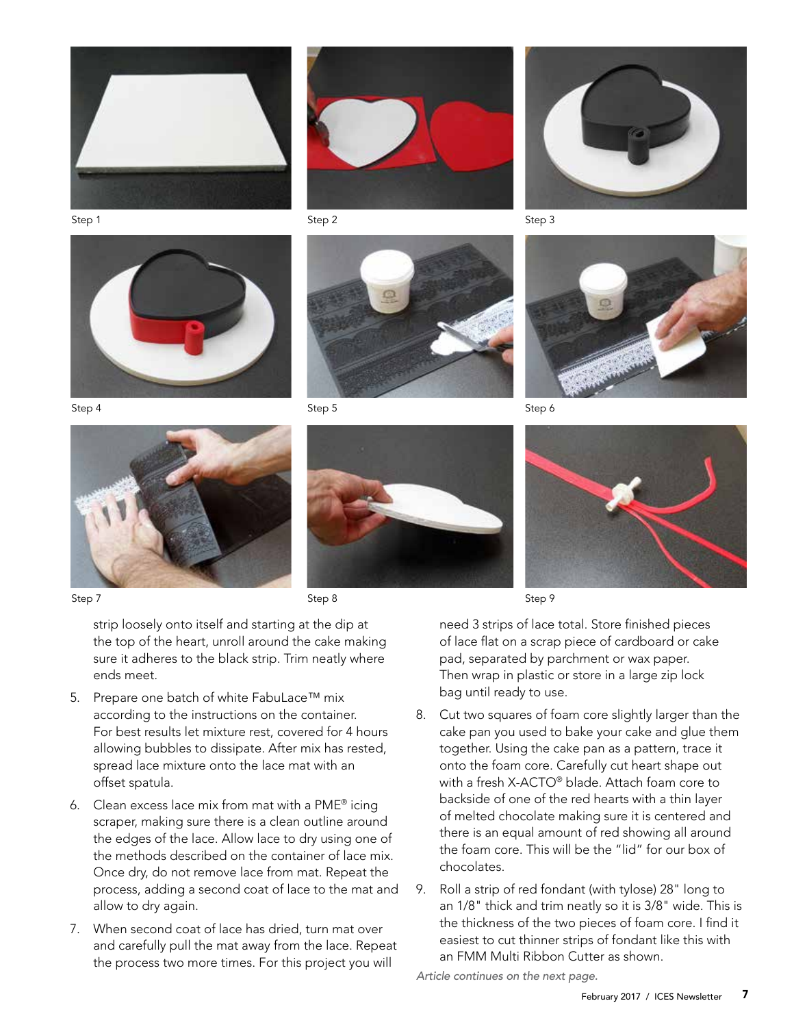Step 1

Step 2

Step 3

Step 4

Step 5

Step 6

Step 7

Step 8

Step 9

strip loosely onto itself and starting at the dip at the top of the heart, unroll around the cake making sure it adheres to the black strip. Trim neatly where ends meet.

5. Prepare one batch of white FabuLace™ mix according to the instructions on the container. For best results let mixture rest, covered for 4 hours allowing bubbles to dissipate. After mix has rested, spread lace mixture onto the lace mat with an offset spatula.

6. Clean excess lace mix from mat with a PME® icing scraper, making sure there is a clean outline around the edges of the lace. Allow lace to dry using one of the methods described on the container of lace mix. Once dry, do not remove lace from mat. Repeat the process, adding a second coat of lace to the mat and allow to dry again.

7. When second coat of lace has dried, turn mat over and carefully pull the mat away from the lace. Repeat the process two more times. For this project you will need 3 strips of lace total. Store finished pieces of lace flat on a scrap piece of cardboard or cake pad, separated by parchment or wax paper. Then wrap in plastic or store in a large zip lock bag until ready to use.

8. Cut two squares of foam core slightly larger than the cake pan you used to bake your cake and glue them together. Using the cake pan as a pattern, trace it onto the foam core. Carefully cut heart shape out with a fresh X-ACTO® blade. Attach foam core to backside of one of the red hearts with a thin layer of melted chocolate making sure it is centered and there is an equal amount of red showing all around the foam core. This will be the "lid" for our box of chocolates.

9. Roll a strip of red fondant (with tylose) 28" long to an 1/8" thick and trim neatly so it is 3/8" wide. This is the thickness of the two pieces of foam core. I find it easiest to cut thinner strips of fondant like this with an FMM Multi Ribbon Cutter as shown.

*Article continues on the next page.*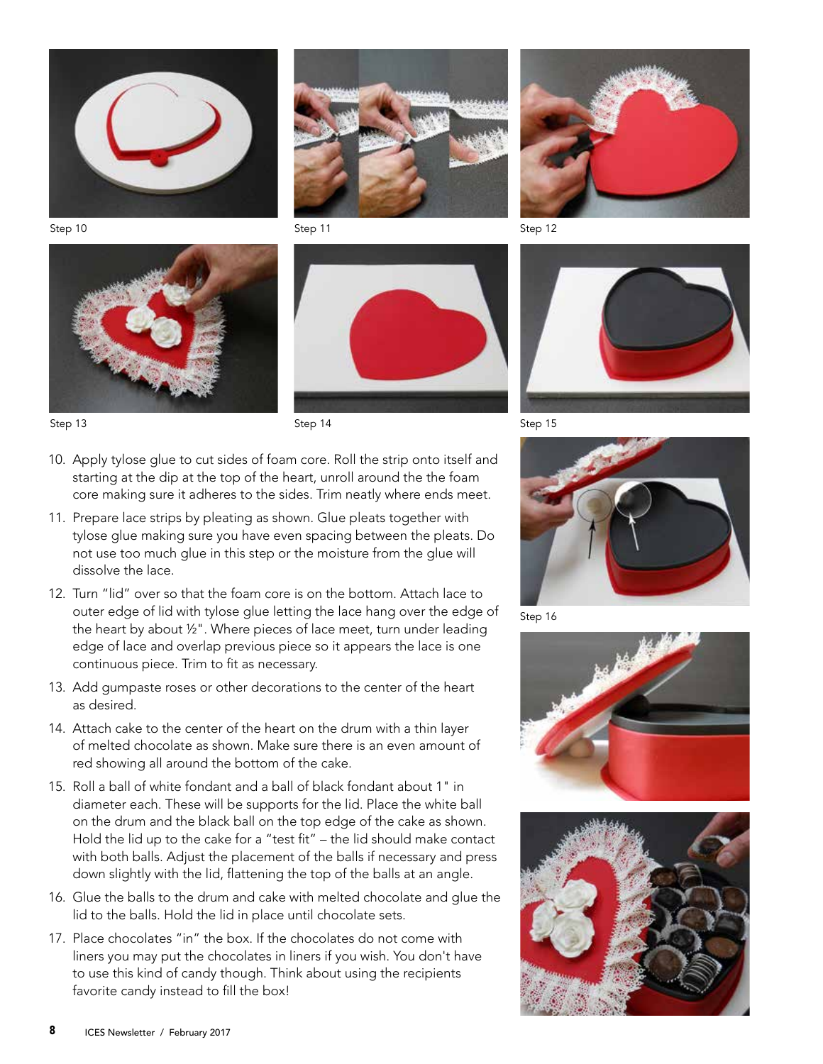Step 10

Step 11

Step 12

Step 13

Step 14

Step 15

Step 16

10. Apply tylose glue to cut sides of foam core. Roll the strip onto itself and starting at the dip at the top of the heart, unroll around the the foam core making sure it adheres to the sides. Trim neatly where ends meet.
11. Prepare lace strips by pleating as shown. Glue pleats together with tylose glue making sure you have even spacing between the pleats. Do not use too much glue in this step or the moisture from the glue will dissolve the lace.
12. Turn "lid" over so that the foam core is on the bottom. Attach lace to outer edge of lid with tylose glue letting the lace hang over the edge of the heart by about ½". Where pieces of lace meet, turn under leading edge of lace and overlap previous piece so it appears the lace is one continuous piece. Trim to fit as necessary.
13. Add gumpaste roses or other decorations to the center of the heart as desired.
14. Attach cake to the center of the heart on the drum with a thin layer of melted chocolate as shown. Make sure there is an even amount of red showing all around the bottom of the cake.
15. Roll a ball of white fondant and a ball of black fondant about 1" in diameter each. These will be supports for the lid. Place the white ball on the drum and the black ball on the top edge of the cake as shown. Hold the lid up to the cake for a "test fit" – the lid should make contact with both balls. Adjust the placement of the balls if necessary and press down slightly with the lid, flattening the top of the balls at an angle.
16. Glue the balls to the drum and cake with melted chocolate and glue the lid to the balls. Hold the lid in place until chocolate sets.
17. Place chocolates "in" the box. If the chocolates do not come with liners you may put the chocolates in liners if you wish. You don't have to use this kind of candy though. Think about using the recipients favorite candy instead to fill the box!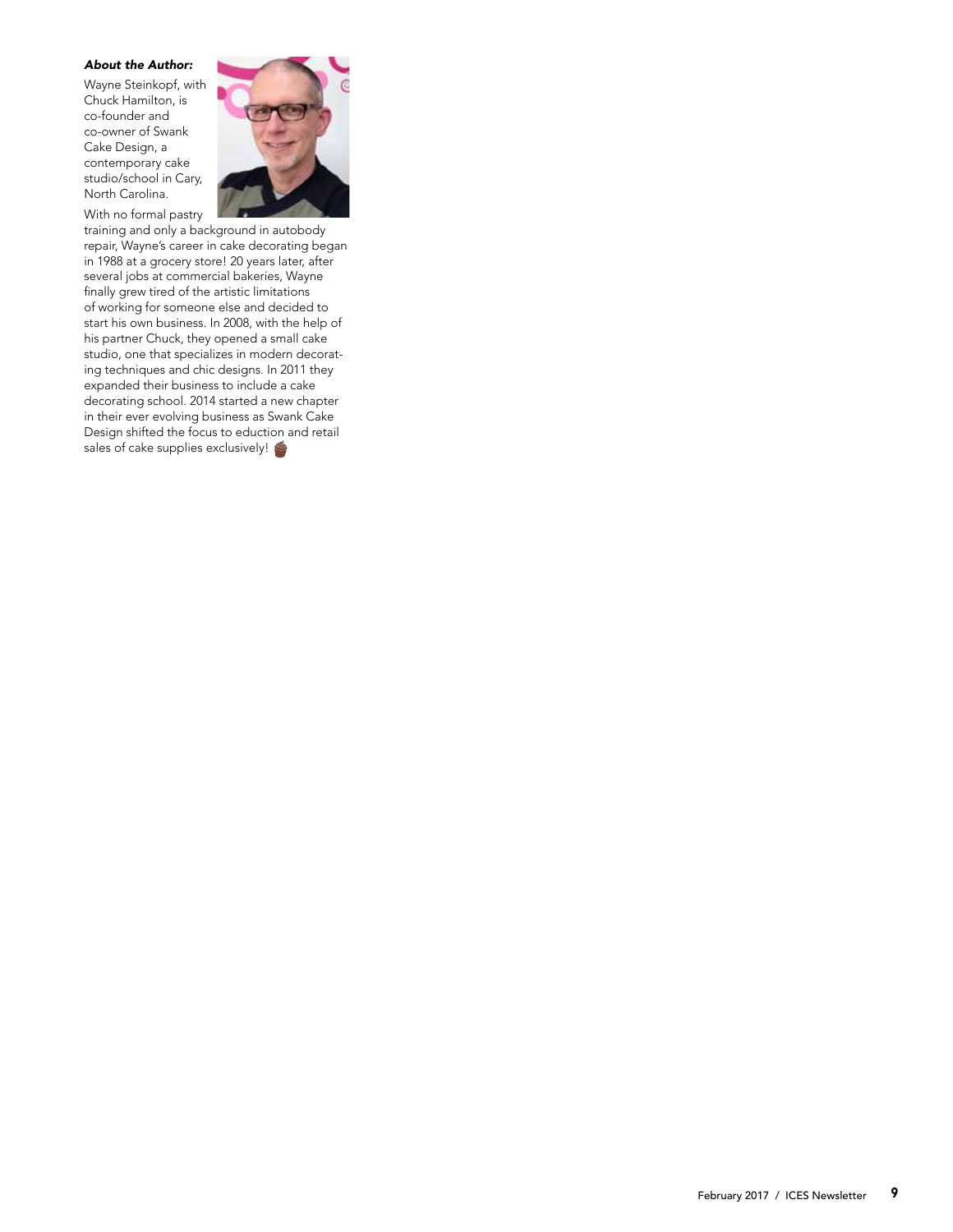***About the Author:***

Wayne Steinkopf, with Chuck Hamilton, is co-founder and co-owner of Swank Cake Design, a contemporary cake studio/school in Cary, North Carolina.

With no formal pastry training and only a background in autobody repair, Wayne's career in cake decorating began in 1988 at a grocery store! 20 years later, after several jobs at commercial bakeries, Wayne finally grew tired of the artistic limitations of working for someone else and decided to start his own business. In 2008, with the help of his partner Chuck, they opened a small cake studio, one that specializes in modern decorating techniques and chic designs. In 2011 they expanded their business to include a cake decorating school. 2014 started a new chapter in their ever evolving business as Swank Cake Design shifted the focus to eduction and retail sales of cake supplies exclusively!